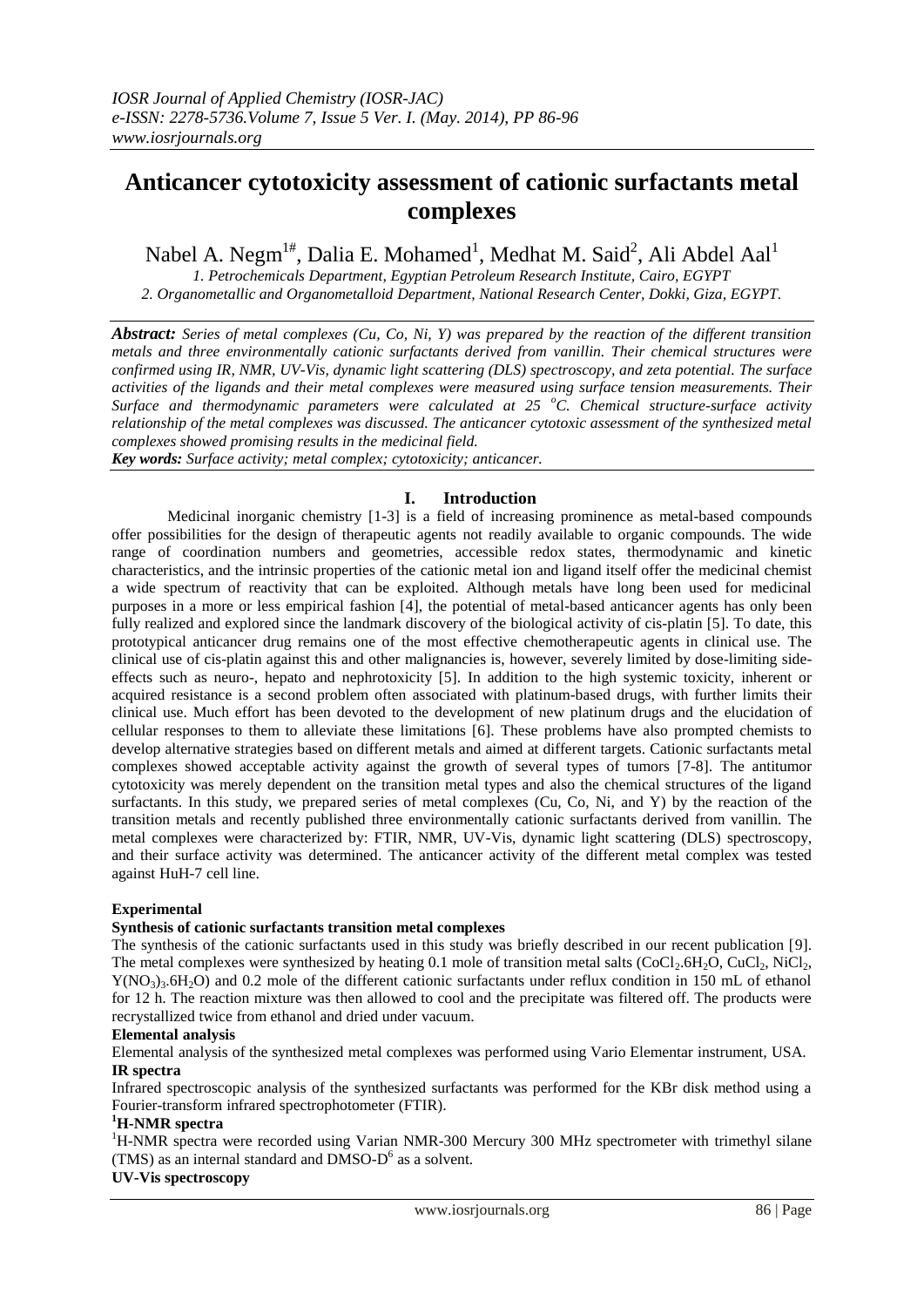# Anticancer cytotoxicity assessment of cationic surfactants metal complexes

Nabel A. Negm[1#], Dalia E. Mohamed[1], Medhat M. Said[2], Ali Abdel Aal[1]

*1. Petrochemicals Department, Egyptian Petroleum Research Institute, Cairo, EGYPT*
*2. Organometallic and Organometalloid Department, National Research Center, Dokki, Giza, EGYPT.*

***Abstract:*** *Series of metal complexes (Cu, Co, Ni, Y) was prepared by the reaction of the different transition metals and three environmentally cationic surfactants derived from vanillin. Their chemical structures were confirmed using IR, NMR, UV-Vis, dynamic light scattering (DLS) spectroscopy, and zeta potential. The surface activities of the ligands and their metal complexes were measured using surface tension measurements. Their Surface and thermodynamic parameters were calculated at 25 $^{o}C$. Chemical structure-surface activity relationship of the metal complexes was discussed. The anticancer cytotoxic assessment of the synthesized metal complexes showed promising results in the medicinal field.*

***Key words:*** *Surface activity; metal complex; cytotoxicity; anticancer.*

## I. Introduction

Medicinal inorganic chemistry [1-3] is a field of increasing prominence as metal-based compounds offer possibilities for the design of therapeutic agents not readily available to organic compounds. The wide range of coordination numbers and geometries, accessible redox states, thermodynamic and kinetic characteristics, and the intrinsic properties of the cationic metal ion and ligand itself offer the medicinal chemist a wide spectrum of reactivity that can be exploited. Although metals have long been used for medicinal purposes in a more or less empirical fashion [4], the potential of metal-based anticancer agents has only been fully realized and explored since the landmark discovery of the biological activity of cis-platin [5]. To date, this prototypical anticancer drug remains one of the most effective chemotherapeutic agents in clinical use. The clinical use of cis-platin against this and other malignancies is, however, severely limited by dose-limiting side-effects such as neuro-, hepato and nephrotoxicity [5]. In addition to the high systemic toxicity, inherent or acquired resistance is a second problem often associated with platinum-based drugs, with further limits their clinical use. Much effort has been devoted to the development of new platinum drugs and the elucidation of cellular responses to them to alleviate these limitations [6]. These problems have also prompted chemists to develop alternative strategies based on different metals and aimed at different targets. Cationic surfactants metal complexes showed acceptable activity against the growth of several types of tumors [7-8]. The antitumor cytotoxicity was merely dependent on the transition metal types and also the chemical structures of the ligand surfactants. In this study, we prepared series of metal complexes (Cu, Co, Ni, and Y) by the reaction of the transition metals and recently published three environmentally cationic surfactants derived from vanillin. The metal complexes were characterized by: FTIR, NMR, UV-Vis, dynamic light scattering (DLS) spectroscopy, and their surface activity was determined. The anticancer activity of the different metal complex was tested against HuH-7 cell line.

### Experimental

#### Synthesis of cationic surfactants transition metal complexes

The synthesis of the cationic surfactants used in this study was briefly described in our recent publication [9]. The metal complexes were synthesized by heating 0.1 mole of transition metal salts ($CoCl_2.6H_2O$, $CuCl_2$, $NiCl_2$, $Y(NO_3)_3.6H_2O$) and 0.2 mole of the different cationic surfactants under reflux condition in 150 mL of ethanol for 12 h. The reaction mixture was then allowed to cool and the precipitate was filtered off. The products were recrystallized twice from ethanol and dried under vacuum.

#### Elemental analysis

Elemental analysis of the synthesized metal complexes was performed using Vario Elementar instrument, USA.

#### IR spectra

Infrared spectroscopic analysis of the synthesized surfactants was performed for the KBr disk method using a Fourier-transform infrared spectrophotometer (FTIR).

#### $^{1}$H-NMR spectra

$^{1}$H-NMR spectra were recorded using Varian NMR-300 Mercury 300 MHz spectrometer with trimethyl silane (TMS) as an internal standard and DMSO-$D^6$ as a solvent.

#### UV-Vis spectroscopy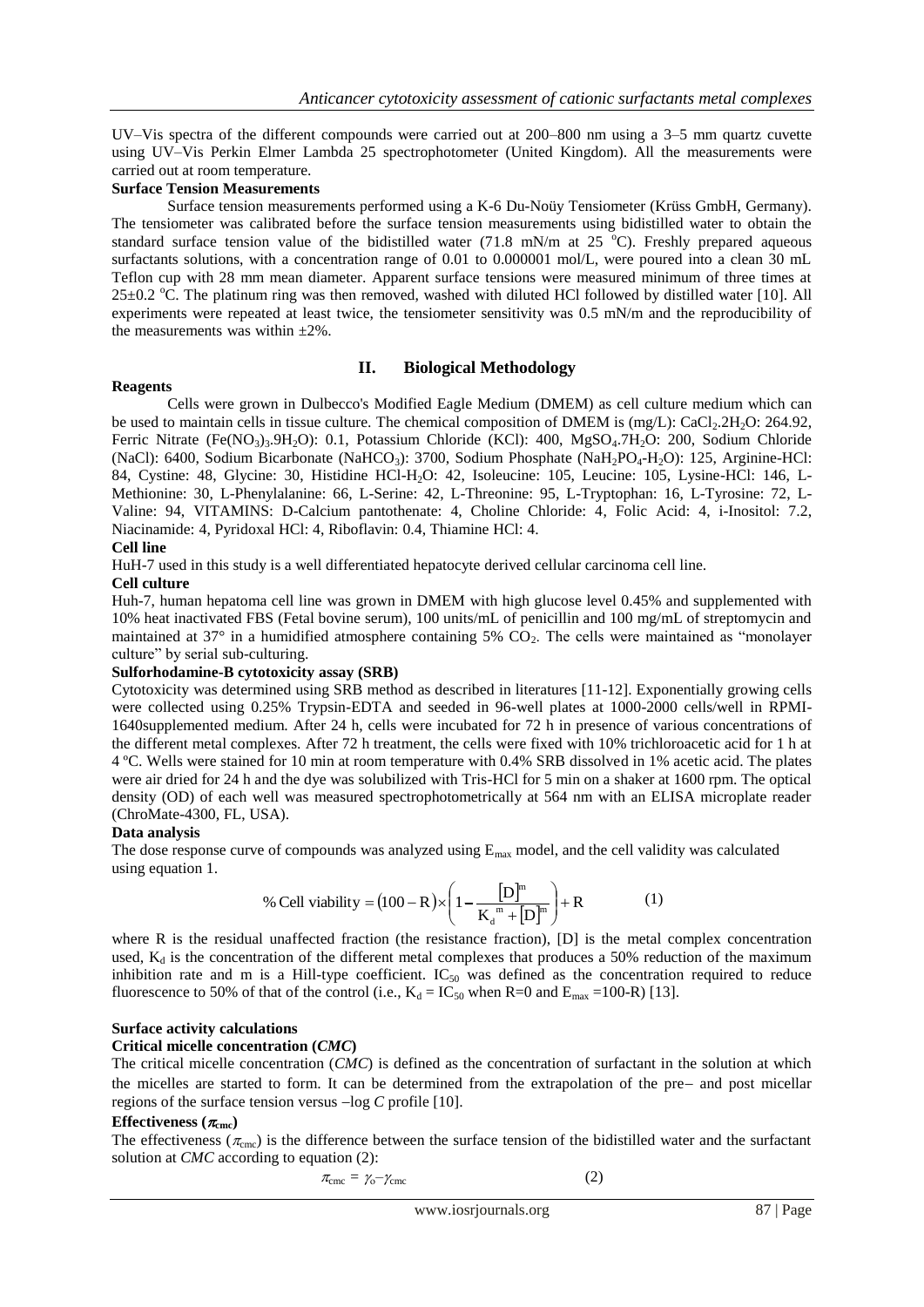UV–Vis spectra of the different compounds were carried out at 200–800 nm using a 3–5 mm quartz cuvette using UV–Vis Perkin Elmer Lambda 25 spectrophotometer (United Kingdom). All the measurements were carried out at room temperature.

**Surface Tension Measurements**

Surface tension measurements performed using a K-6 Du-Noüy Tensiometer (Krüss GmbH, Germany). The tensiometer was calibrated before the surface tension measurements using bidistilled water to obtain the standard surface tension value of the bidistilled water (71.8 mN/m at 25 °C). Freshly prepared aqueous surfactants solutions, with a concentration range of 0.01 to 0.000001 mol/L, were poured into a clean 30 mL Teflon cup with 28 mm mean diameter. Apparent surface tensions were measured minimum of three times at 25±0.2 °C. The platinum ring was then removed, washed with diluted HCl followed by distilled water [10]. All experiments were repeated at least twice, the tensiometer sensitivity was 0.5 mN/m and the reproducibility of the measurements was within ±2%.

## II. Biological Methodology

**Reagents**

Cells were grown in Dulbecco's Modified Eagle Medium (DMEM) as cell culture medium which can be used to maintain cells in tissue culture. The chemical composition of DMEM is (mg/L): $CaCl_2.2H_2O$: 264.92, Ferric Nitrate ($Fe(NO_3)_3.9H_2O$): 0.1, Potassium Chloride (KCl): 400, $MgSO_4.7H_2O$: 200, Sodium Chloride (NaCl): 6400, Sodium Bicarbonate ($NaHCO_3$): 3700, Sodium Phosphate ($NaH_2PO_4$-$H_2O$): 125, Arginine-HCl: 84, Cystine: 48, Glycine: 30, Histidine HCl-$H_2O$: 42, Isoleucine: 105, Leucine: 105, Lysine-HCl: 146, L-Methionine: 30, L-Phenylalanine: 66, L-Serine: 42, L-Threonine: 95, L-Tryptophan: 16, L-Tyrosine: 72, L-Valine: 94, VITAMINS: D-Calcium pantothenate: 4, Choline Chloride: 4, Folic Acid: 4, i-Inositol: 7.2, Niacinamide: 4, Pyridoxal HCl: 4, Riboflavin: 0.4, Thiamine HCl: 4.

**Cell line**

HuH-7 used in this study is a well differentiated hepatocyte derived cellular carcinoma cell line.

**Cell culture**

Huh-7, human hepatoma cell line was grown in DMEM with high glucose level 0.45% and supplemented with 10% heat inactivated FBS (Fetal bovine serum), 100 units/mL of penicillin and 100 mg/mL of streptomycin and maintained at 37° in a humidified atmosphere containing 5% $CO_2$. The cells were maintained as "monolayer culture" by serial sub-culturing.

**Sulforhodamine-B cytotoxicity assay (SRB)**

Cytotoxicity was determined using SRB method as described in literatures [11-12]. Exponentially growing cells were collected using 0.25% Trypsin-EDTA and seeded in 96-well plates at 1000-2000 cells/well in RPMI-1640supplemented medium. After 24 h, cells were incubated for 72 h in presence of various concentrations of the different metal complexes. After 72 h treatment, the cells were fixed with 10% trichloroacetic acid for 1 h at 4 ºC. Wells were stained for 10 min at room temperature with 0.4% SRB dissolved in 1% acetic acid. The plates were air dried for 24 h and the dye was solubilized with Tris-HCl for 5 min on a shaker at 1600 rpm. The optical density (OD) of each well was measured spectrophotometrically at 564 nm with an ELISA microplate reader (ChroMate-4300, FL, USA).

**Data analysis**

The dose response curve of compounds was analyzed using $E_{max}$ model, and the cell validity was calculated using equation 1.

$$\%\text{ Cell viability} = (100 - R) \times \left(1 - \frac{[D]^m}{K_d{}^m + [D]^m}\right) + R \qquad (1)$$

where R is the residual unaffected fraction (the resistance fraction), [D] is the metal complex concentration used, $K_d$ is the concentration of the different metal complexes that produces a 50% reduction of the maximum inhibition rate and m is a Hill-type coefficient. $IC_{50}$ was defined as the concentration required to reduce fluorescence to 50% of that of the control (i.e., $K_d = IC_{50}$ when R=0 and $E_{max}$ =100-R) [13].

**Surface activity calculations**

**Critical micelle concentration (*CMC*)**

The critical micelle concentration (*CMC*) is defined as the concentration of surfactant in the solution at which the micelles are started to form. It can be determined from the extrapolation of the pre– and post micellar regions of the surface tension versus –log *C* profile [10].

**Effectiveness ($\pi_{cmc}$)**

The effectiveness ($\pi_{cmc}$) is the difference between the surface tension of the bidistilled water and the surfactant solution at *CMC* according to equation (2):

$$\pi_{cmc} = \gamma_o - \gamma_{cmc} \qquad (2)$$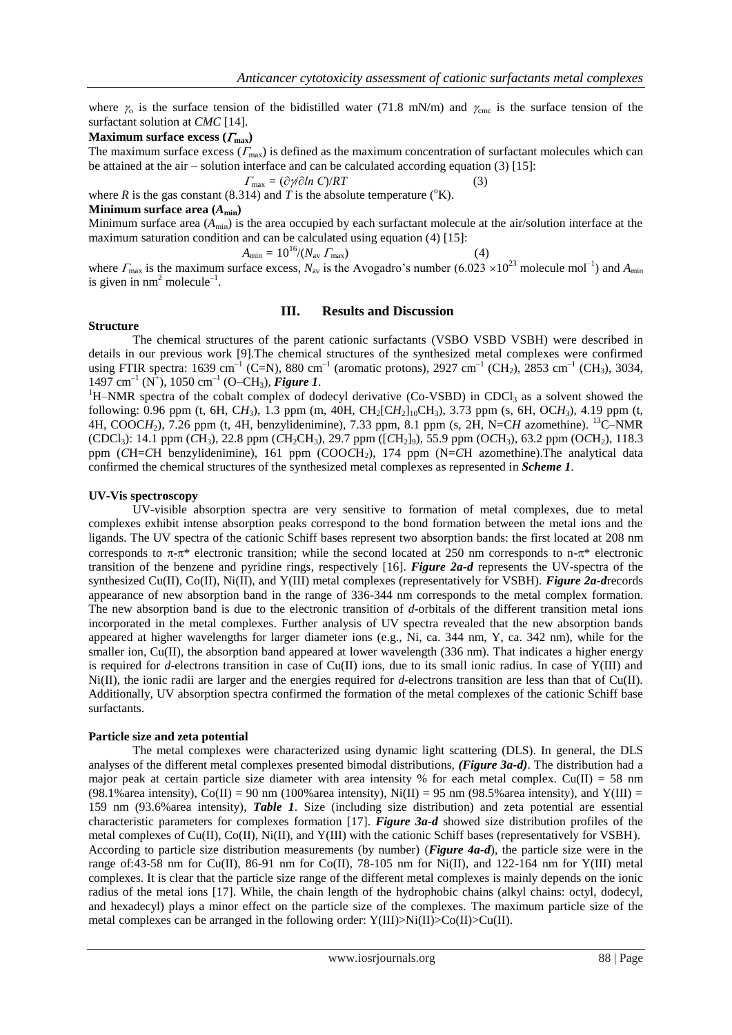where $\gamma_o$ is the surface tension of the bidistilled water (71.8 mN/m) and $\gamma_{cmc}$ is the surface tension of the surfactant solution at *CMC* [14].

**Maximum surface excess ($\Gamma_{max}$)**

The maximum surface excess ($\Gamma_{max}$) is defined as the maximum concentration of surfactant molecules which can be attained at the air – solution interface and can be calculated according equation (3) [15]:

$$\Gamma_{max} = (\partial\gamma/\partial ln\ C)/RT \qquad (3)$$

where *R* is the gas constant (8.314) and *T* is the absolute temperature (°K).

**Minimum surface area ($A_{min}$)**

Minimum surface area ($A_{min}$) is the area occupied by each surfactant molecule at the air/solution interface at the maximum saturation condition and can be calculated using equation (4) [15]:

$$A_{min} = 10^{16}/(N_{av}\ \Gamma_{max}) \qquad (4)$$

where $\Gamma_{max}$ is the maximum surface excess, $N_{av}$ is the Avogadro's number ($6.023 \times 10^{23}$ molecule mol$^{-1}$) and $A_{min}$ is given in nm$^2$ molecule$^{-1}$.

## III. Results and Discussion

**Structure**

The chemical structures of the parent cationic surfactants (VSBO VSBD VSBH) were described in details in our previous work [9].The chemical structures of the synthesized metal complexes were confirmed using FTIR spectra: 1639 cm$^{-1}$ (C=N), 880 cm$^{-1}$ (aromatic protons), 2927 cm$^{-1}$ ($CH_2$), 2853 cm$^{-1}$ ($CH_3$), 3034, 1497 cm$^{-1}$ ($N^+$), 1050 cm$^{-1}$ (O–$CH_3$), ***Figure 1***.

$^1$H–NMR spectra of the cobalt complex of dodecyl derivative (Co-VSBD) in $CDCl_3$ as a solvent showed the following: 0.96 ppm (t, 6H, C$H_3$), 1.3 ppm (m, 40H, $CH_2[CH_2]_{10}CH_3$), 3.73 ppm (s, 6H, OC$H_3$), 4.19 ppm (t, 4H, COOC$H_2$), 7.26 ppm (t, 4H, benzylidenimine), 7.33 ppm, 8.1 ppm (s, 2H, N=C*H* azomethine). $^{13}$C–NMR ($CDCl_3$): 14.1 ppm (*C*$H_3$), 22.8 ppm (*C*$H_2CH_3$), 29.7 ppm ($[CH_2]_9$), 55.9 ppm (O*C*$H_3$), 63.2 ppm (O*C*$H_2$), 118.3 ppm (*C*H=*C*H benzylidenimine), 161 ppm (COO*C*$H_2$), 174 ppm (N=*C*H azomethine).The analytical data confirmed the chemical structures of the synthesized metal complexes as represented in ***Scheme 1***.

**UV-Vis spectroscopy**

UV-visible absorption spectra are very sensitive to formation of metal complexes, due to metal complexes exhibit intense absorption peaks correspond to the bond formation between the metal ions and the ligands. The UV spectra of the cationic Schiff bases represent two absorption bands: the first located at 208 nm corresponds to $\pi$-$\pi$* electronic transition; while the second located at 250 nm corresponds to n-$\pi$* electronic transition of the benzene and pyridine rings, respectively [16]. ***Figure 2a-d*** represents the UV-spectra of the synthesized Cu(II), Co(II), Ni(II), and Y(III) metal complexes (representatively for VSBH). ***Figure 2a-d***records appearance of new absorption band in the range of 336-344 nm corresponds to the metal complex formation. The new absorption band is due to the electronic transition of *d*-orbitals of the different transition metal ions incorporated in the metal complexes. Further analysis of UV spectra revealed that the new absorption bands appeared at higher wavelengths for larger diameter ions (e.g., Ni, ca. 344 nm, Y, ca. 342 nm), while for the smaller ion, Cu(II), the absorption band appeared at lower wavelength (336 nm). That indicates a higher energy is required for *d*-electrons transition in case of Cu(II) ions, due to its small ionic radius. In case of Y(III) and Ni(II), the ionic radii are larger and the energies required for *d*-electrons transition are less than that of Cu(II). Additionally, UV absorption spectra confirmed the formation of the metal complexes of the cationic Schiff base surfactants.

**Particle size and zeta potential**

The metal complexes were characterized using dynamic light scattering (DLS). In general, the DLS analyses of the different metal complexes presented bimodal distributions, ***(Figure 3a-d)***. The distribution had a major peak at certain particle size diameter with area intensity % for each metal complex. Cu(II) = 58 nm (98.1%area intensity), Co(II) = 90 nm (100%area intensity), Ni(II) = 95 nm (98.5%area intensity), and Y(III) = 159 nm (93.6%area intensity), ***Table 1***. Size (including size distribution) and zeta potential are essential characteristic parameters for complexes formation [17]. ***Figure 3a-d*** showed size distribution profiles of the metal complexes of Cu(II), Co(II), Ni(II), and Y(III) with the cationic Schiff bases (representatively for VSBH). According to particle size distribution measurements (by number) (***Figure 4a-d***), the particle size were in the range of:43-58 nm for Cu(II), 86-91 nm for Co(II), 78-105 nm for Ni(II), and 122-164 nm for Y(III) metal complexes. It is clear that the particle size range of the different metal complexes is mainly depends on the ionic radius of the metal ions [17]. While, the chain length of the hydrophobic chains (alkyl chains: octyl, dodecyl, and hexadecyl) plays a minor effect on the particle size of the complexes. The maximum particle size of the metal complexes can be arranged in the following order: Y(III)>Ni(II)>Co(II)>Cu(II).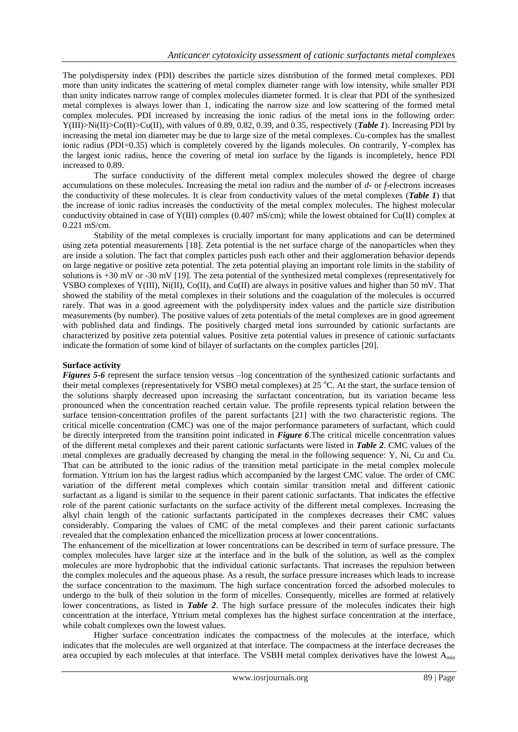The polydispersity index (PDI) describes the particle sizes distribution of the formed metal complexes. PDI more than unity indicates the scattering of metal complex diameter range with low intensity, while smaller PDI than unity indicates narrow range of complex molecules diameter formed. It is clear that PDI of the synthesized metal complexes is always lower than 1, indicating the narrow size and low scattering of the formed metal complex molecules. PDI increased by increasing the ionic radius of the metal ions in the following order: Y(III)>Ni(II)>Co(II)>Cu(II), with values of 0.89, 0.82, 0.39, and 0.35, respectively (***Table 1***). Increasing PDI by increasing the metal ion diameter may be due to large size of the metal complexes. Cu-complex has the smallest ionic radius (PDI=0.35) which is completely covered by the ligands molecules. On contrarily, Y-complex has the largest ionic radius, hence the covering of metal ion surface by the ligands is incompletely, hence PDI increased to 0.89.

The surface conductivity of the different metal complex molecules showed the degree of charge accumulations on these molecules. Increasing the metal ion radius and the number of *d*- or *f*-electrons increases the conductivity of these molecules. It is clear from conductivity values of the metal complexes (***Table 1***) that the increase of ionic radius increases the conductivity of the metal complex molecules. The highest molecular conductivity obtained in case of Y(III) complex (0.407 mS/cm); while the lowest obtained for Cu(II) complex at 0.221 mS/cm.

Stability of the metal complexes is crucially important for many applications and can be determined using zeta potential measurements [18]. Zeta potential is the net surface charge of the nanoparticles when they are inside a solution. The fact that complex particles push each other and their agglomeration behavior depends on large negative or positive zeta potential. The zeta potential playing an important role limits in the stability of solutions is +30 mV or -30 mV [19]. The zeta potential of the synthesized metal complexes (representatively for VSBO complexes of Y(III), Ni(II), Co(II), and Cu(II) are always in positive values and higher than 50 mV. That showed the stability of the metal complexes in their solutions and the coagulation of the molecules is occurred rarely. That was in a good agreement with the polydispersity index values and the particle size distribution measurements (by number). The positive values of zeta potentials of the metal complexes are in good agreement with published data and findings. The positively charged metal ions surrounded by cationic surfactants are characterized by positive zeta potential values. Positive zeta potential values in presence of cationic surfactants indicate the formation of some kind of bilayer of surfactants on the complex particles [20].

**Surface activity**

***Figures 5-6*** represent the surface tension versus –log concentration of the synthesized cationic surfactants and their metal complexes (representatively for VSBO metal complexes) at 25 $^{o}$C. At the start, the surface tension of the solutions sharply decreased upon increasing the surfactant concentration, but its variation became less pronounced when the concentration reached certain value. The profile represents typical relation between the surface tension-concentration profiles of the parent surfactants [21] with the two characteristic regions. The critical micelle concentration (CMC) was one of the major performance parameters of surfactant, which could be directly interpreted from the transition point indicated in ***Figure 6***.The critical micelle concentration values of the different metal complexes and their parent cationic surfactants were listed in ***Table 2***. CMC values of the metal complexes are gradually decreased by changing the metal in the following sequence: Y, Ni, Cu and Cu. That can be attributed to the ionic radius of the transition metal participate in the metal complex molecule formation. Yttrium ion has the largest radius which accompanied by the largest CMC value. The order of CMC variation of the different metal complexes which contain similar transition metal and different cationic surfactant as a ligand is similar to the sequence in their parent cationic surfactants. That indicates the effective role of the parent cationic surfactants on the surface activity of the different metal complexes. Increasing the alkyl chain length of the cationic surfactants participated in the complexes decreases their CMC values considerably. Comparing the values of CMC of the metal complexes and their parent cationic surfactants revealed that the complexation enhanced the micellization process at lower concentrations.

The enhancement of the micellization at lower concentrations can be described in term of surface pressure. The complex molecules have larger size at the interface and in the bulk of the solution, as well as the complex molecules are more hydrophobic that the individual cationic surfactants. That increases the repulsion between the complex molecules and the aqueous phase. As a result, the surface pressure increases which leads to increase the surface concentration to the maximum. The high surface concentration forced the adsorbed molecules to undergo to the bulk of their solution in the form of micelles. Consequently, micelles are formed at relatively lower concentrations, as listed in ***Table 2***. The high surface pressure of the molecules indicates their high concentration at the interface, Yttrium metal complexes has the highest surface concentration at the interface, while cobalt complexes own the lowest values.

Higher surface concentration indicates the compactness of the molecules at the interface, which indicates that the molecules are well organized at that interface. The compactness at the interface decreases the area occupied by each molecules at that interface. The VSBH metal complex derivatives have the lowest $A_{min}$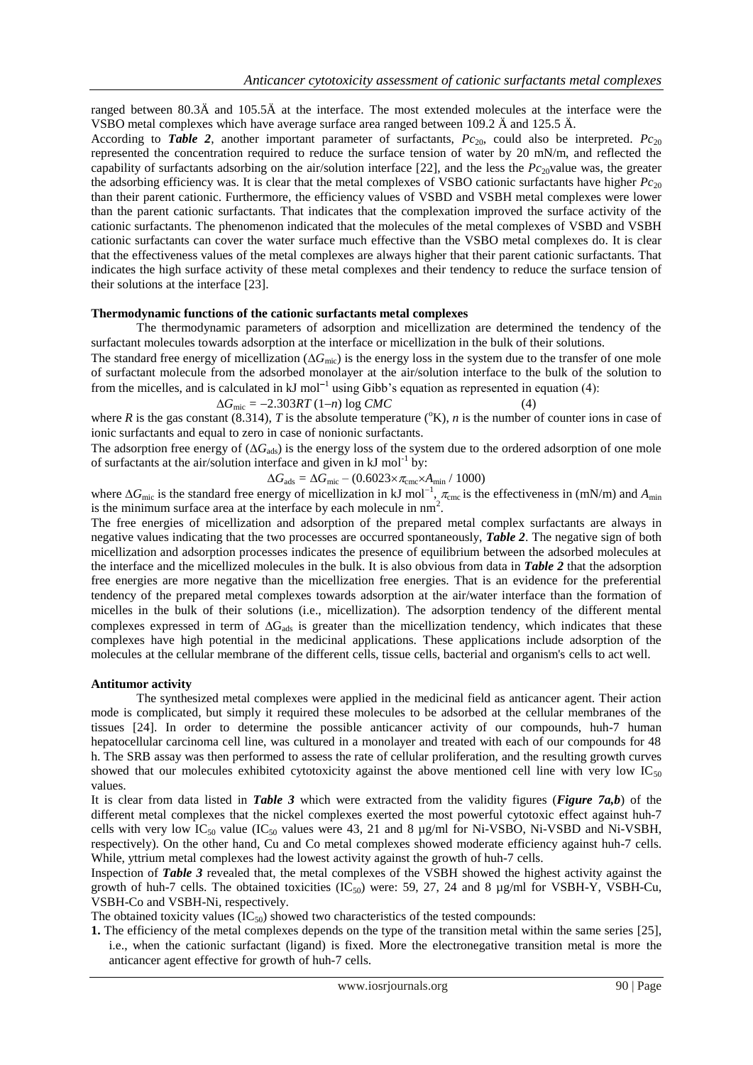ranged between 80.3Ä and 105.5Ä at the interface. The most extended molecules at the interface were the VSBO metal complexes which have average surface area ranged between 109.2 Ä and 125.5 Ä.

According to ***Table 2***, another important parameter of surfactants, $Pc_{20}$, could also be interpreted. $Pc_{20}$ represented the concentration required to reduce the surface tension of water by 20 mN/m, and reflected the capability of surfactants adsorbing on the air/solution interface [22], and the less the $Pc_{20}$value was, the greater the adsorbing efficiency was. It is clear that the metal complexes of VSBO cationic surfactants have higher $Pc_{20}$ than their parent cationic. Furthermore, the efficiency values of VSBD and VSBH metal complexes were lower than the parent cationic surfactants. That indicates that the complexation improved the surface activity of the cationic surfactants. The phenomenon indicated that the molecules of the metal complexes of VSBD and VSBH cationic surfactants can cover the water surface much effective than the VSBO metal complexes do. It is clear that the effectiveness values of the metal complexes are always higher that their parent cationic surfactants. That indicates the high surface activity of these metal complexes and their tendency to reduce the surface tension of their solutions at the interface [23].

**Thermodynamic functions of the cationic surfactants metal complexes**

The thermodynamic parameters of adsorption and micellization are determined the tendency of the surfactant molecules towards adsorption at the interface or micellization in the bulk of their solutions.

The standard free energy of micellization ($\Delta G_{mic}$) is the energy loss in the system due to the transfer of one mole of surfactant molecule from the adsorbed monolayer at the air/solution interface to the bulk of the solution to from the micelles, and is calculated in kJ $mol^{-1}$ using Gibb's equation as represented in equation (4):

$$\Delta G_{mic} = -2.303RT\,(1-n)\,\log CMC \qquad (4)$$

where $R$ is the gas constant (8.314), $T$ is the absolute temperature ($^oK$), $n$ is the number of counter ions in case of ionic surfactants and equal to zero in case of nonionic surfactants.

The adsorption free energy of ($\Delta G_{ads}$) is the energy loss of the system due to the ordered adsorption of one mole of surfactants at the air/solution interface and given in kJ $mol^{-1}$ by:

$$\Delta G_{ads} = \Delta G_{mic} - (0.6023\times\pi_{cmc}\times A_{min} / 1000)$$

where $\Delta G_{mic}$ is the standard free energy of micellization in kJ $mol^{-1}$, $\pi_{cmc}$ is the effectiveness in (mN/m) and $A_{min}$ is the minimum surface area at the interface by each molecule in $nm^2$.

The free energies of micellization and adsorption of the prepared metal complex surfactants are always in negative values indicating that the two processes are occurred spontaneously, ***Table 2***. The negative sign of both micellization and adsorption processes indicates the presence of equilibrium between the adsorbed molecules at the interface and the micellized molecules in the bulk. It is also obvious from data in ***Table 2*** that the adsorption free energies are more negative than the micellization free energies. That is an evidence for the preferential tendency of the prepared metal complexes towards adsorption at the air/water interface than the formation of micelles in the bulk of their solutions (i.e., micellization). The adsorption tendency of the different mental complexes expressed in term of $\Delta G_{ads}$ is greater than the micellization tendency, which indicates that these complexes have high potential in the medicinal applications. These applications include adsorption of the molecules at the cellular membrane of the different cells, tissue cells, bacterial and organism's cells to act well.

**Antitumor activity**

The synthesized metal complexes were applied in the medicinal field as anticancer agent. Their action mode is complicated, but simply it required these molecules to be adsorbed at the cellular membranes of the tissues [24]. In order to determine the possible anticancer activity of our compounds, huh-7 human hepatocellular carcinoma cell line, was cultured in a monolayer and treated with each of our compounds for 48 h. The SRB assay was then performed to assess the rate of cellular proliferation, and the resulting growth curves showed that our molecules exhibited cytotoxicity against the above mentioned cell line with very low $IC_{50}$ values.

It is clear from data listed in ***Table 3*** which were extracted from the validity figures (***Figure 7a,b***) of the different metal complexes that the nickel complexes exerted the most powerful cytotoxic effect against huh-7 cells with very low $IC_{50}$ value ($IC_{50}$ values were 43, 21 and 8 µg/ml for Ni-VSBO, Ni-VSBD and Ni-VSBH, respectively). On the other hand, Cu and Co metal complexes showed moderate efficiency against huh-7 cells. While, yttrium metal complexes had the lowest activity against the growth of huh-7 cells.

Inspection of ***Table 3*** revealed that, the metal complexes of the VSBH showed the highest activity against the growth of huh-7 cells. The obtained toxicities ($IC_{50}$) were: 59, 27, 24 and 8 µg/ml for VSBH-Y, VSBH-Cu, VSBH-Co and VSBH-Ni, respectively.

The obtained toxicity values ($IC_{50}$) showed two characteristics of the tested compounds:

**1.** The efficiency of the metal complexes depends on the type of the transition metal within the same series [25], i.e., when the cationic surfactant (ligand) is fixed. More the electronegative transition metal is more the anticancer agent effective for growth of huh-7 cells.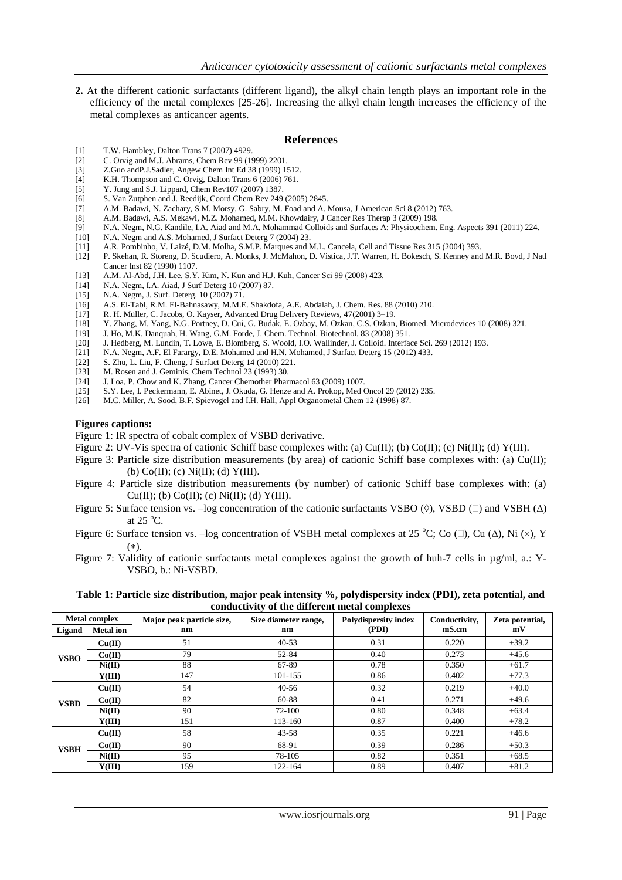2. At the different cationic surfactants (different ligand), the alkyl chain length plays an important role in the efficiency of the metal complexes [25-26]. Increasing the alkyl chain length increases the efficiency of the metal complexes as anticancer agents.

## References

[1] T.W. Hambley, Dalton Trans 7 (2007) 4929.
[2] C. Orvig and M.J. Abrams, Chem Rev 99 (1999) 2201.
[3] Z.Guo andP.J.Sadler, Angew Chem Int Ed 38 (1999) 1512.
[4] K.H. Thompson and C. Orvig, Dalton Trans 6 (2006) 761.
[5] Y. Jung and S.J. Lippard, Chem Rev107 (2007) 1387.
[6] S. Van Zutphen and J. Reedijk, Coord Chem Rev 249 (2005) 2845.
[7] A.M. Badawi, N. Zachary, S.M. Morsy, G. Sabry, M. Foad and A. Mousa, J American Sci 8 (2012) 763.
[8] A.M. Badawi, A.S. Mekawi, M.Z. Mohamed, M.M. Khowdairy, J Cancer Res Therap 3 (2009) 198.
[9] N.A. Negm, N.G. Kandile, I.A. Aiad and M.A. Mohammad Colloids and Surfaces A: Physicochem. Eng. Aspects 391 (2011) 224.
[10] N.A. Negm and A.S. Mohamed, J Surfact Deterg 7 (2004) 23.
[11] A.R. Pombinho, V. Laizé, D.M. Molha, S.M.P. Marques and M.L. Cancela, Cell and Tissue Res 315 (2004) 393.
[12] P. Skehan, R. Storeng, D. Scudiero, A. Monks, J. McMahon, D. Vistica, J.T. Warren, H. Bokesch, S. Kenney and M.R. Boyd, J Natl Cancer Inst 82 (1990) 1107.
[13] A.M. Al-Abd, J.H. Lee, S.Y. Kim, N. Kun and H.J. Kuh, Cancer Sci 99 (2008) 423.
[14] N.A. Negm, I.A. Aiad, J Surf Deterg 10 (2007) 87.
[15] N.A. Negm, J. Surf. Deterg. 10 (2007) 71.
[16] A.S. El-Tabl, R.M. El-Bahnasawy, M.M.E. Shakdofa, A.E. Abdalah, J. Chem. Res. 88 (2010) 210.
[17] R. H. Müller, C. Jacobs, O. Kayser, Advanced Drug Delivery Reviews, 47(2001) 3–19.
[18] Y. Zhang, M. Yang, N.G. Portney, D. Cui, G. Budak, E. Ozbay, M. Ozkan, C.S. Ozkan, Biomed. Microdevices 10 (2008) 321.
[19] J. Ho, M.K. Danquah, H. Wang, G.M. Forde, J. Chem. Technol. Biotechnol. 83 (2008) 351.
[20] J. Hedberg, M. Lundin, T. Lowe, E. Blomberg, S. Woold, I.O. Wallinder, J. Colloid. Interface Sci. 269 (2012) 193.
[21] N.A. Negm, A.F. El Farargy, D.E. Mohamed and H.N. Mohamed, J Surfact Deterg 15 (2012) 433.
[22] S. Zhu, L. Liu, F. Cheng, J Surfact Deterg 14 (2010) 221.
[23] M. Rosen and J. Geminis, Chem Technol 23 (1993) 30.
[24] J. Loa, P. Chow and K. Zhang, Cancer Chemother Pharmacol 63 (2009) 1007.
[25] S.Y. Lee, I. Peckermann, E. Abinet, J. Okuda, G. Henze and A. Prokop, Med Oncol 29 (2012) 235.
[26] M.C. Miller, A. Sood, B.F. Spievogel and I.H. Hall, Appl Organometal Chem 12 (1998) 87.

**Figures captions:**

Figure 1: IR spectra of cobalt complex of VSBD derivative.

Figure 2: UV-Vis spectra of cationic Schiff base complexes with: (a) Cu(II); (b) Co(II); (c) Ni(II); (d) Y(III).

Figure 3: Particle size distribution measurements (by area) of cationic Schiff base complexes with: (a) Cu(II); (b) Co(II); (c) Ni(II); (d) Y(III).

Figure 4: Particle size distribution measurements (by number) of cationic Schiff base complexes with: (a) Cu(II); (b) Co(II); (c) Ni(II); (d) Y(III).

Figure 5: Surface tension vs. –log concentration of the cationic surfactants VSBO (◊), VSBD (□) and VSBH (Δ) at 25 $^{o}$C.

Figure 6: Surface tension vs. –log concentration of VSBH metal complexes at 25 $^{o}$C; Co (□), Cu (Δ), Ni (×), Y (∗).

Figure 7: Validity of cationic surfactants metal complexes against the growth of huh-7 cells in µg/ml, a.: Y-VSBO, b.: Ni-VSBD.

**Table 1: Particle size distribution, major peak intensity %, polydispersity index (PDI), zeta potential, and conductivity of the different metal complexes**

| Metal complex | | Major peak particle size, nm | Size diameter range, nm | Polydispersity index (PDI) | Conductivity, mS.cm | Zeta potential, mV |
|---|---|---|---|---|---|---|
| Ligand | Metal ion | | | | | |
| VSBO | Cu(II) | 51 | 40-53 | 0.31 | 0.220 | +39.2 |
| | Co(II) | 79 | 52-84 | 0.40 | 0.273 | +45.6 |
| | Ni(II) | 88 | 67-89 | 0.78 | 0.350 | +61.7 |
| | Y(III) | 147 | 101-155 | 0.86 | 0.402 | +77.3 |
| VSBD | Cu(II) | 54 | 40-56 | 0.32 | 0.219 | +40.0 |
| | Co(II) | 82 | 60-88 | 0.41 | 0.271 | +49.6 |
| | Ni(II) | 90 | 72-100 | 0.80 | 0.348 | +63.4 |
| | Y(III) | 151 | 113-160 | 0.87 | 0.400 | +78.2 |
| VSBH | Cu(II) | 58 | 43-58 | 0.35 | 0.221 | +46.6 |
| | Co(II) | 90 | 68-91 | 0.39 | 0.286 | +50.3 |
| | Ni(II) | 95 | 78-105 | 0.82 | 0.351 | +68.5 |
| | Y(III) | 159 | 122-164 | 0.89 | 0.407 | +81.2 |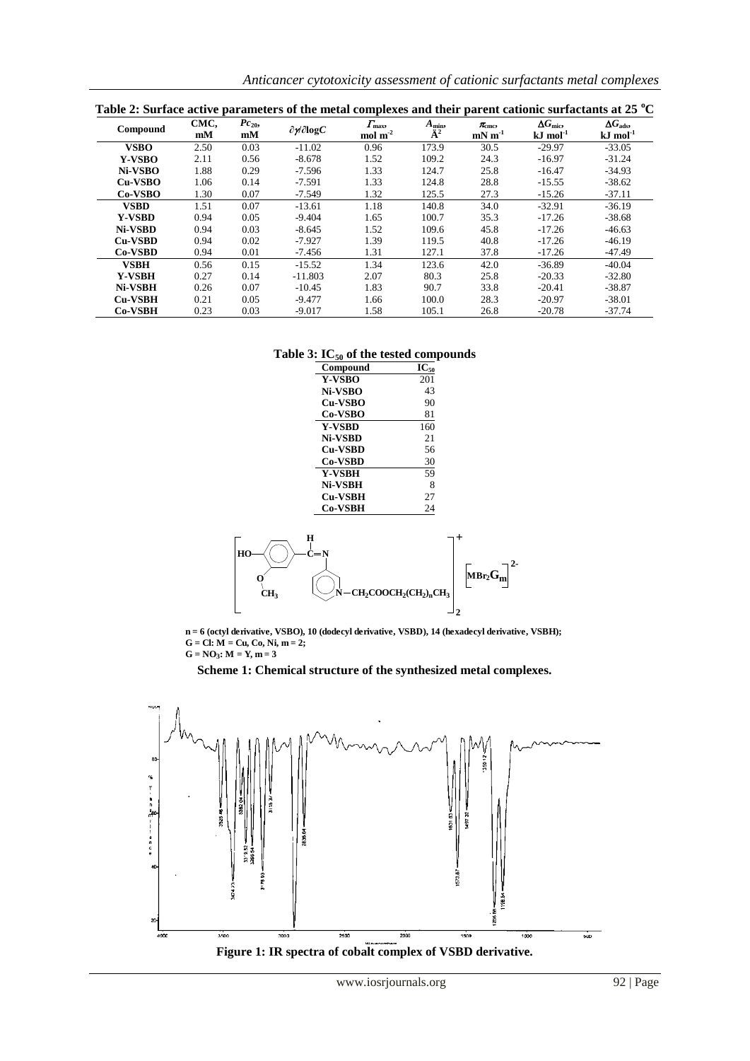**Table 2: Surface active parameters of the metal complexes and their parent cationic surfactants at 25 °C**

| Compound | CMC, mM | $Pc_{20}$, mM | $\partial\gamma/\partial \log C$ | $\Gamma_{max}$, mol m$^{-2}$ | $A_{min}$, Å$^2$ | $\pi_{cmc}$, mN m$^{-1}$ | $\Delta G_{mic}$, kJ mol$^{-1}$ | $\Delta G_{ads}$, kJ mol$^{-1}$ |
|---|---|---|---|---|---|---|---|---|
| **VSBO** | 2.50 | 0.03 | -11.02 | 0.96 | 173.9 | 30.5 | -29.97 | -33.05 |
| **Y-VSBO** | 2.11 | 0.56 | -8.678 | 1.52 | 109.2 | 24.3 | -16.97 | -31.24 |
| **Ni-VSBO** | 1.88 | 0.29 | -7.596 | 1.33 | 124.7 | 25.8 | -16.47 | -34.93 |
| **Cu-VSBO** | 1.06 | 0.14 | -7.591 | 1.33 | 124.8 | 28.8 | -15.55 | -38.62 |
| **Co-VSBO** | 1.30 | 0.07 | -7.549 | 1.32 | 125.5 | 27.3 | -15.26 | -37.11 |
| **VSBD** | 1.51 | 0.07 | -13.61 | 1.18 | 140.8 | 34.0 | -32.91 | -36.19 |
| **Y-VSBD** | 0.94 | 0.05 | -9.404 | 1.65 | 100.7 | 35.3 | -17.26 | -38.68 |
| **Ni-VSBD** | 0.94 | 0.03 | -8.645 | 1.52 | 109.6 | 45.8 | -17.26 | -46.63 |
| **Cu-VSBD** | 0.94 | 0.02 | -7.927 | 1.39 | 119.5 | 40.8 | -17.26 | -46.19 |
| **Co-VSBD** | 0.94 | 0.01 | -7.456 | 1.31 | 127.1 | 37.8 | -17.26 | -47.49 |
| **VSBH** | 0.56 | 0.15 | -15.52 | 1.34 | 123.6 | 42.0 | -36.89 | -40.04 |
| **Y-VSBH** | 0.27 | 0.14 | -11.803 | 2.07 | 80.3 | 25.8 | -20.33 | -32.80 |
| **Ni-VSBH** | 0.26 | 0.07 | -10.45 | 1.83 | 90.7 | 33.8 | -20.41 | -38.87 |
| **Cu-VSBH** | 0.21 | 0.05 | -9.477 | 1.66 | 100.0 | 28.3 | -20.97 | -38.01 |
| **Co-VSBH** | 0.23 | 0.03 | -9.017 | 1.58 | 105.1 | 26.8 | -20.78 | -37.74 |

**Table 3: $IC_{50}$ of the tested compounds**

| Compound | $IC_{50}$ |
|---|---|
| **Y-VSBO** | 201 |
| **Ni-VSBO** | 43 |
| **Cu-VSBO** | 90 |
| **Co-VSBO** | 81 |
| **Y-VSBD** | 160 |
| **Ni-VSBD** | 21 |
| **Cu-VSBD** | 56 |
| **Co-VSBD** | 30 |
| **Y-VSBH** | 59 |
| **Ni-VSBH** | 8 |
| **Cu-VSBH** | 27 |
| **Co-VSBH** | 24 |

**n = 6 (octyl derivative, VSBO), 10 (dodecyl derivative, VSBD), 14 (hexadecyl derivative, VSBH);**
**G = Cl: M = Cu, Co, Ni, m = 2;**
**G = $NO_3$: M = Y, m = 3**

**Scheme 1: Chemical structure of the synthesized metal complexes.**

**Figure 1: IR spectra of cobalt complex of VSBD derivative.**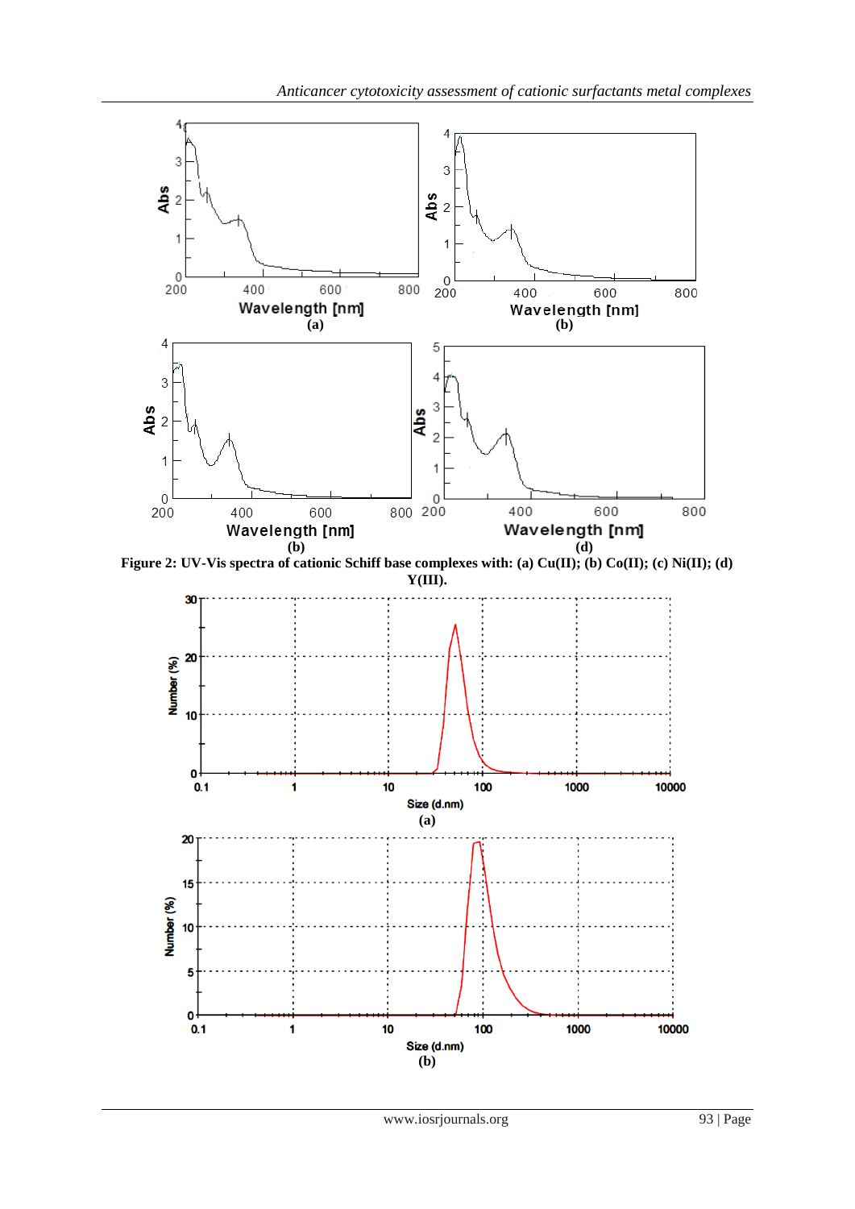**Figure 2: UV-Vis spectra of cationic Schiff base complexes with: (a) Cu(II); (b) Co(II); (c) Ni(II); (d) Y(III).**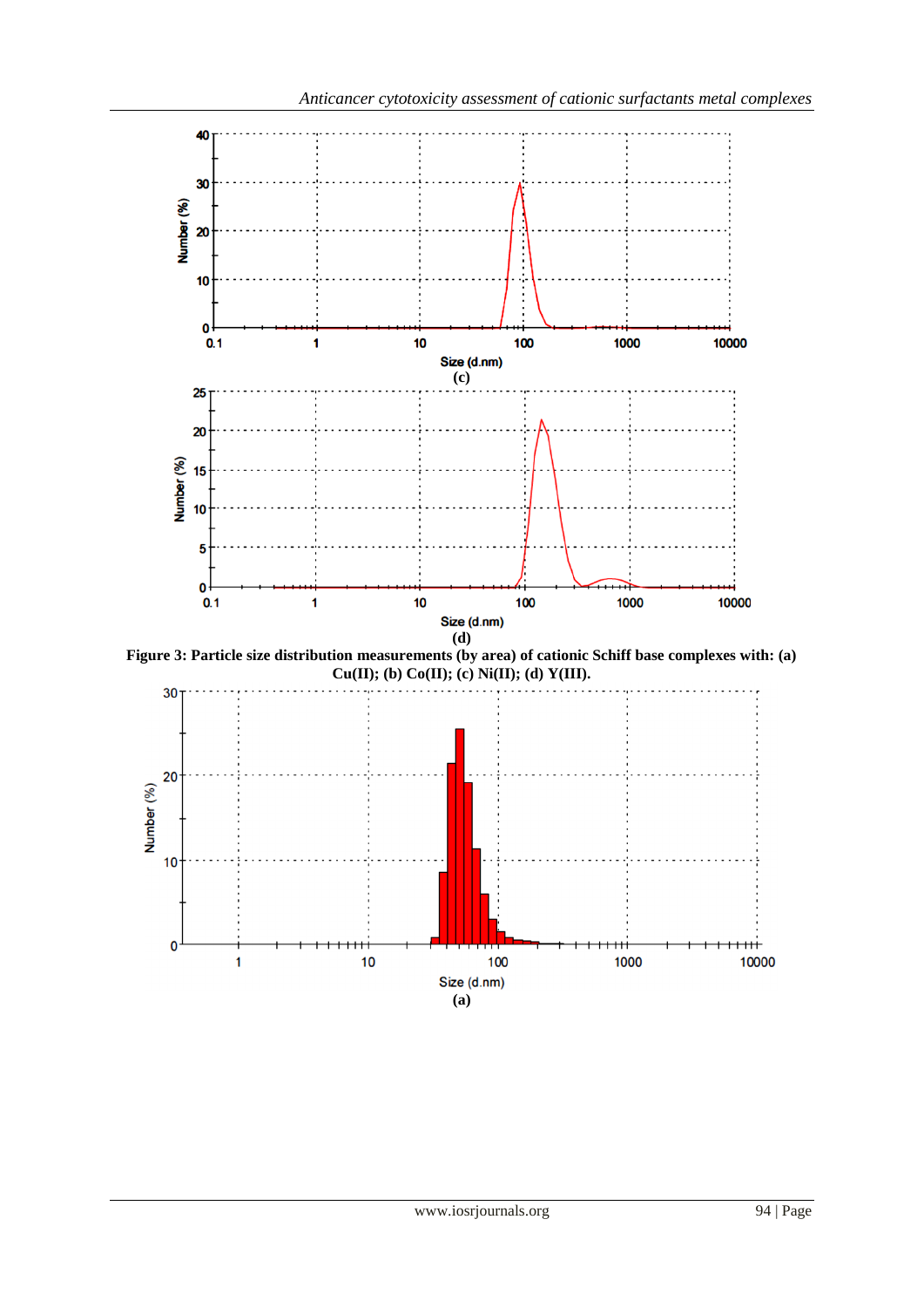(c)

(d)

**Figure 3: Particle size distribution measurements (by area) of cationic Schiff base complexes with: (a) Cu(II); (b) Co(II); (c) Ni(II); (d) Y(III).**

(a)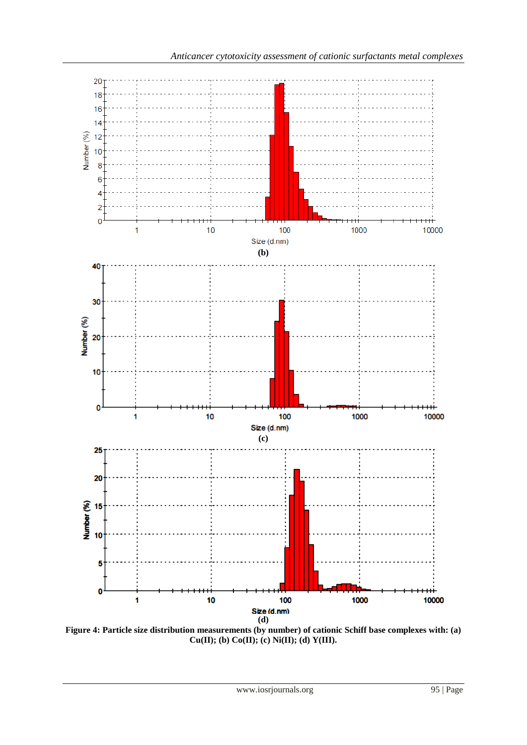(b)

(c)

(d)

**Figure 4: Particle size distribution measurements (by number) of cationic Schiff base complexes with: (a) Cu(II); (b) Co(II); (c) Ni(II); (d) Y(III).**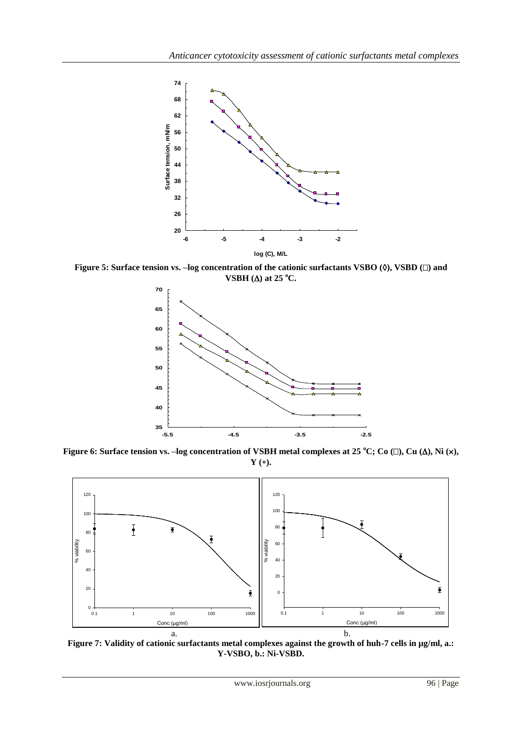74
68
62
56
50
44
38
32
26
20

Surface tension, mN/m

-6 -5 -4 -3 -2

log (C), M/L

**Figure 5: Surface tension vs. –log concentration of the cationic surfactants VSBO (◊), VSBD (□) and VSBH (Δ) at 25 °C.**

70
65
60
55
50
45
40
35

-5.5 -4.5 -3.5 -2.5

**Figure 6: Surface tension vs. –log concentration of VSBH metal complexes at 25 °C; Co (□), Cu (Δ), Ni (×), Y (∗).**

120
100
80
60
40
20
0

% viability

0.1 1 10 100 1000

Conc (µg/ml)

a.

120
100
80
60
40
20
0

% viability

0.1 1 10 100 1000

Conc (µg/ml)

b.

**Figure 7: Validity of cationic surfactants metal complexes against the growth of huh-7 cells in µg/ml, a.: Y-VSBO, b.: Ni-VSBD.**